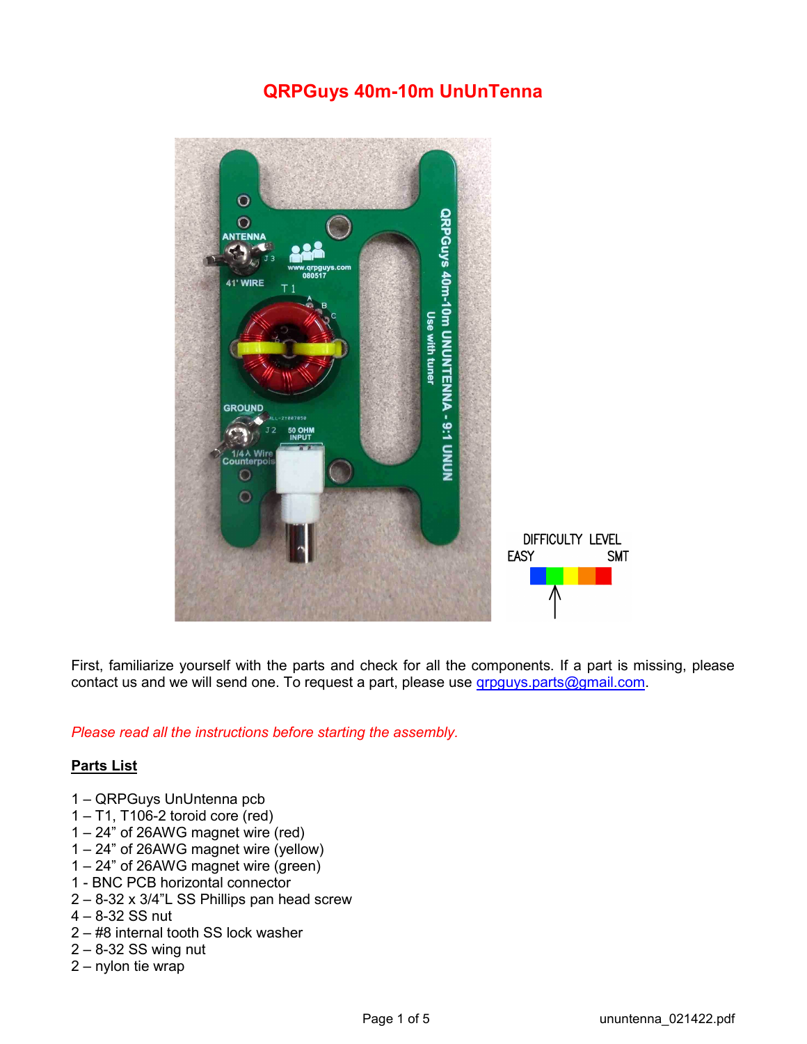# QRPGuys 40m-10m UnUnTenna

DIFFICULTY LEVEL

EASY SMT

First, familiarize yourself with the parts and check for all the components. If a part is missing, please contact us and we will send one. To request a part, please use qrpguys.parts@gmail.com.

*Please read all the instructions before starting the assembly.*

**Parts List**

1 – QRPGuys UnUntenna pcb
1 – T1, T106-2 toroid core (red)
1 – 24" of 26AWG magnet wire (red)
1 – 24" of 26AWG magnet wire (yellow)
1 – 24" of 26AWG magnet wire (green)
1 - BNC PCB horizontal connector
2 – 8-32 x 3/4"L SS Phillips pan head screw
4 – 8-32 SS nut
2 – #8 internal tooth SS lock washer
2 – 8-32 SS wing nut
2 – nylon tie wrap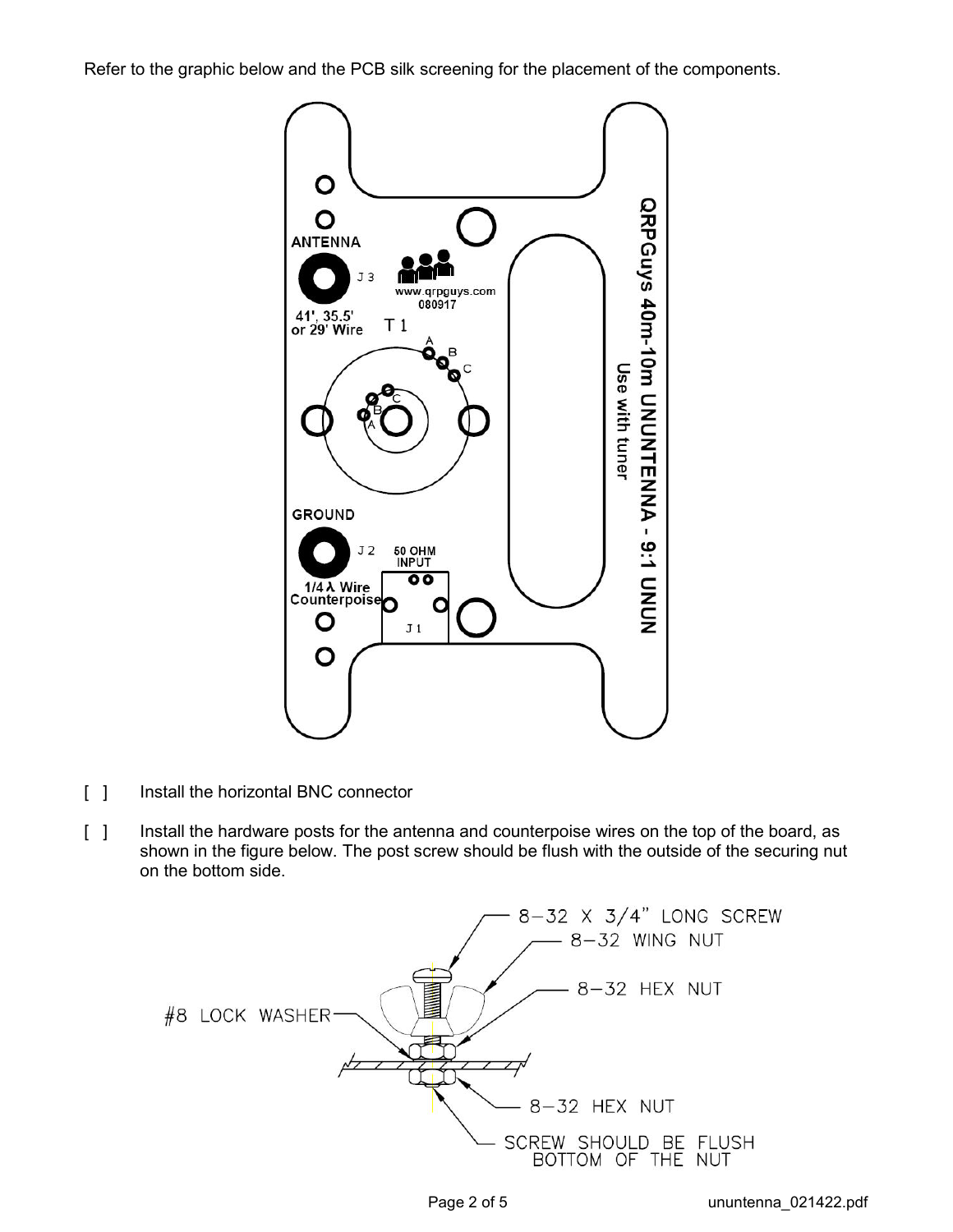Refer to the graphic below and the PCB silk screening for the placement of the components.

ANTENNA

J 3

41', 35.5' or 29' Wire

www.qrpguys.com
080917

T 1

A B C

C B A

GROUND

J 2

50 OHM INPUT

1/4 λ Wire Counterpoise

J 1

QRPGuys 40m-10m UNUNTENNA - 9:1 UNUN

Use with tuner

[ ] Install the horizontal BNC connector

[ ] Install the hardware posts for the antenna and counterpoise wires on the top of the board, as shown in the figure below. The post screw should be flush with the outside of the securing nut on the bottom side.

8-32 X 3/4" LONG SCREW

8-32 WING NUT

8-32 HEX NUT

#8 LOCK WASHER

8-32 HEX NUT

SCREW SHOULD BE FLUSH BOTTOM OF THE NUT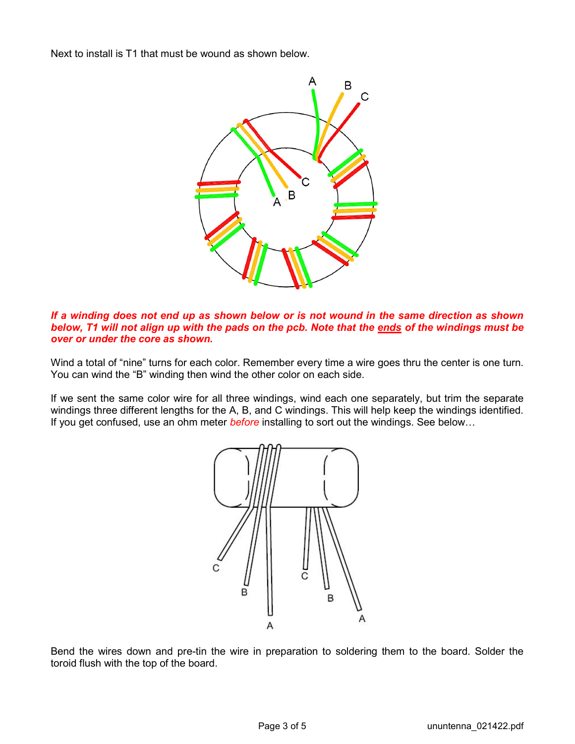Next to install is T1 that must be wound as shown below.

A
B
C
C
B
A

***If a winding does not end up as shown below or is not wound in the same direction as shown below, T1 will not align up with the pads on the pcb. Note that the <u>ends</u> of the windings must be over or under the core as shown.***

Wind a total of "nine" turns for each color. Remember every time a wire goes thru the center is one turn. You can wind the "B" winding then wind the other color on each side.

If we sent the same color wire for all three windings, wind each one separately, but trim the separate windings three different lengths for the A, B, and C windings. This will help keep the windings identified. If you get confused, use an ohm meter *before* installing to sort out the windings. See below…

C
B
A
C
B
A

Bend the wires down and pre-tin the wire in preparation to soldering them to the board. Solder the toroid flush with the top of the board.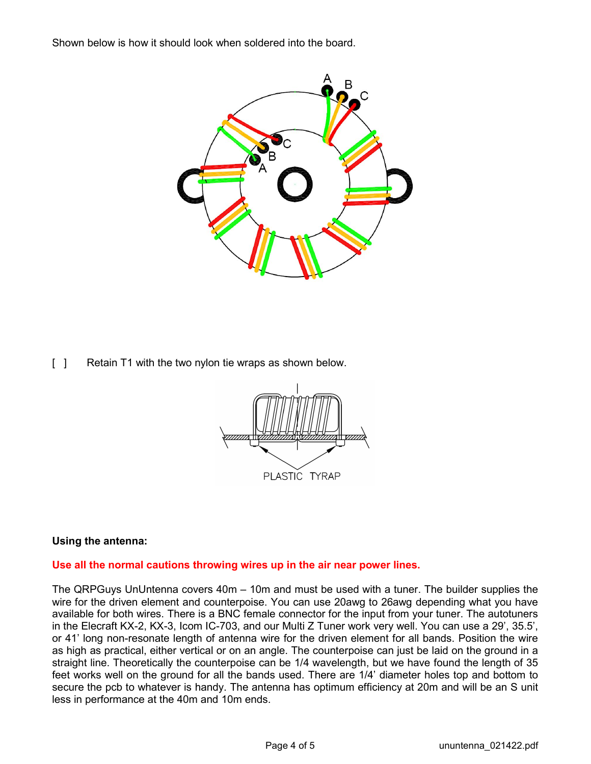Shown below is how it should look when soldered into the board.

A
B
C
C
B
A

[ ] Retain T1 with the two nylon tie wraps as shown below.

PLASTIC TYRAP

**Using the antenna:**

**Use all the normal cautions throwing wires up in the air near power lines.**

The QRPGuys UnUntenna covers 40m – 10m and must be used with a tuner. The builder supplies the wire for the driven element and counterpoise. You can use 20awg to 26awg depending what you have available for both wires. There is a BNC female connector for the input from your tuner. The autotuners in the Elecraft KX-2, KX-3, Icom IC-703, and our Multi Z Tuner work very well. You can use a 29', 35.5', or 41' long non-resonate length of antenna wire for the driven element for all bands. Position the wire as high as practical, either vertical or on an angle. The counterpoise can just be laid on the ground in a straight line. Theoretically the counterpoise can be 1/4 wavelength, but we have found the length of 35 feet works well on the ground for all the bands used. There are 1/4' diameter holes top and bottom to secure the pcb to whatever is handy. The antenna has optimum efficiency at 20m and will be an S unit less in performance at the 40m and 10m ends.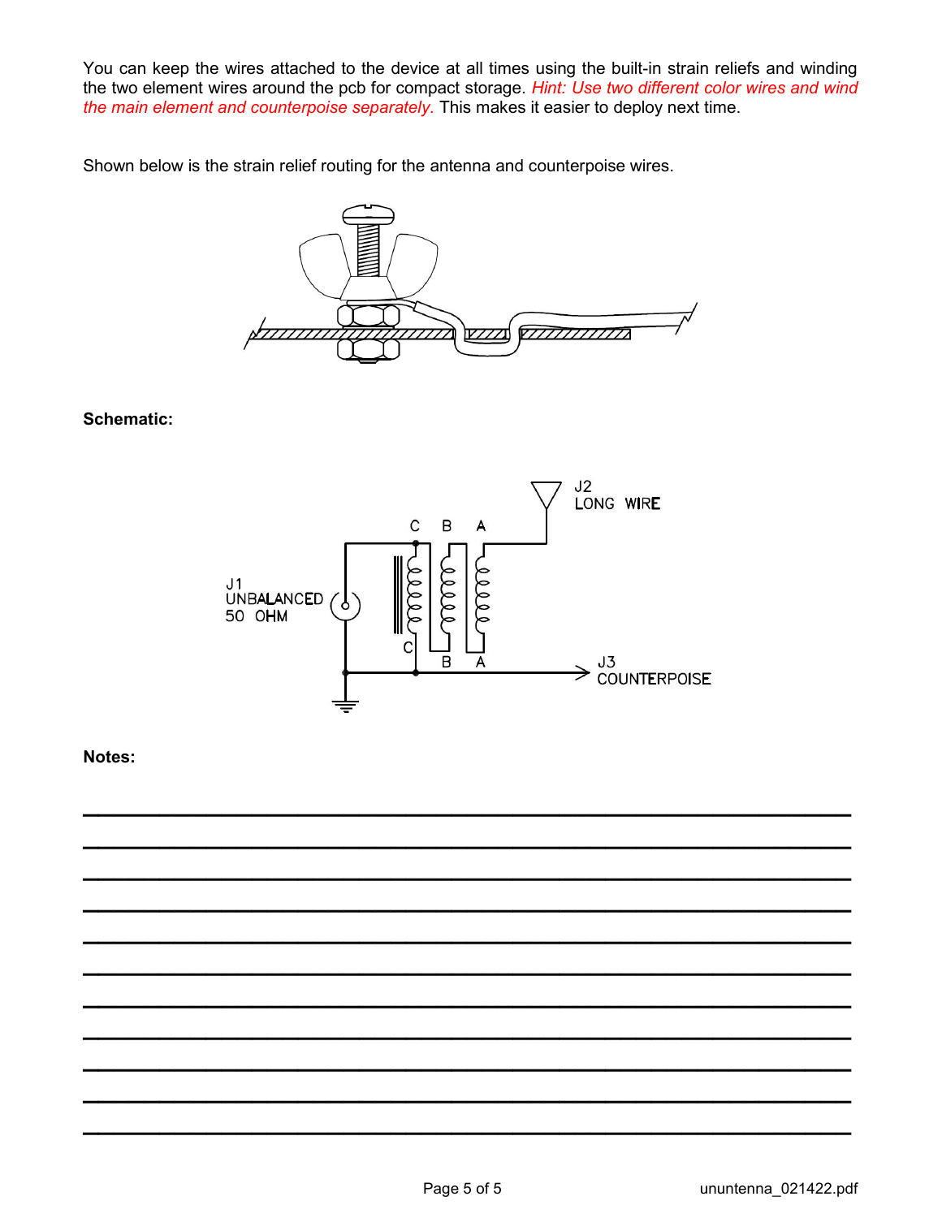You can keep the wires attached to the device at all times using the built-in strain reliefs and winding the two element wires around the pcb for compact storage. *Hint: Use two different color wires and wind the main element and counterpoise separately.* This makes it easier to deploy next time.

Shown below is the strain relief routing for the antenna and counterpoise wires.

**Schematic:**

J2
LONG WIRE

C B A

J1
UNBALANCED
50 OHM

C B A

J3
COUNTERPOISE

**Notes:**